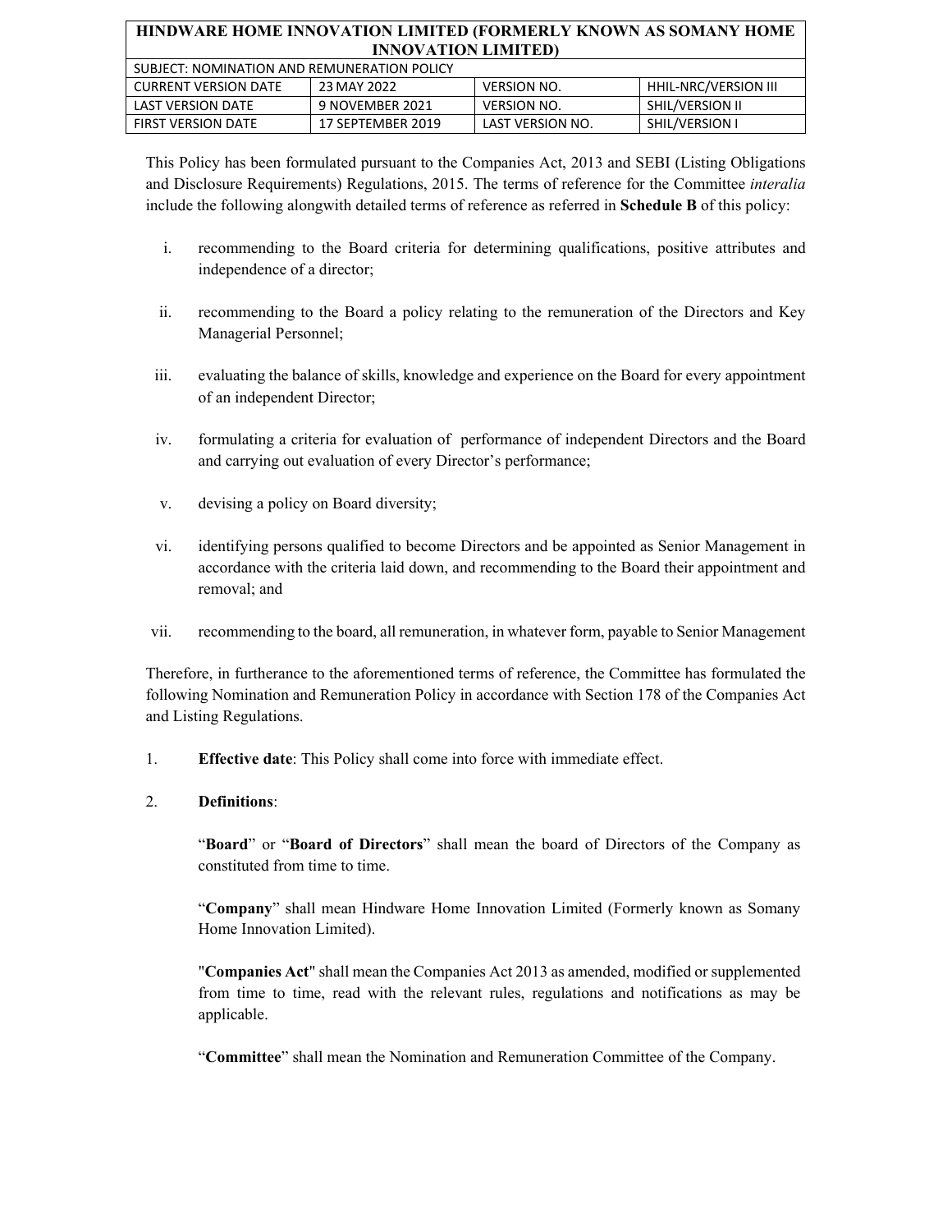| HINDWARE HOME INNOVATION LIMITED (FORMERLY KNOWN AS SOMANY HOME INNOVATION LIMITED) | | | |
|---|---|---|---|
| SUBJECT: NOMINATION AND REMUNERATION POLICY | | | |
| CURRENT VERSION DATE | 23 MAY 2022 | VERSION NO. | HHIL-NRC/VERSION III |
| LAST VERSION DATE | 9 NOVEMBER 2021 | VERSION NO. | SHIL/VERSION II |
| FIRST VERSION DATE | 17 SEPTEMBER 2019 | LAST VERSION NO. | SHIL/VERSION I |

This Policy has been formulated pursuant to the Companies Act, 2013 and SEBI (Listing Obligations and Disclosure Requirements) Regulations, 2015. The terms of reference for the Committee *interalia* include the following alongwith detailed terms of reference as referred in **Schedule B** of this policy:

i. recommending to the Board criteria for determining qualifications, positive attributes and independence of a director;

ii. recommending to the Board a policy relating to the remuneration of the Directors and Key Managerial Personnel;

iii. evaluating the balance of skills, knowledge and experience on the Board for every appointment of an independent Director;

iv. formulating a criteria for evaluation of performance of independent Directors and the Board and carrying out evaluation of every Director's performance;

v. devising a policy on Board diversity;

vi. identifying persons qualified to become Directors and be appointed as Senior Management in accordance with the criteria laid down, and recommending to the Board their appointment and removal; and

vii. recommending to the board, all remuneration, in whatever form, payable to Senior Management

Therefore, in furtherance to the aforementioned terms of reference, the Committee has formulated the following Nomination and Remuneration Policy in accordance with Section 178 of the Companies Act and Listing Regulations.

1. **Effective date**: This Policy shall come into force with immediate effect.

2. **Definitions**:

   "**Board**" or "**Board of Directors**" shall mean the board of Directors of the Company as constituted from time to time.

   "**Company**" shall mean Hindware Home Innovation Limited (Formerly known as Somany Home Innovation Limited).

   "**Companies Act**" shall mean the Companies Act 2013 as amended, modified or supplemented from time to time, read with the relevant rules, regulations and notifications as may be applicable.

   "**Committee**" shall mean the Nomination and Remuneration Committee of the Company.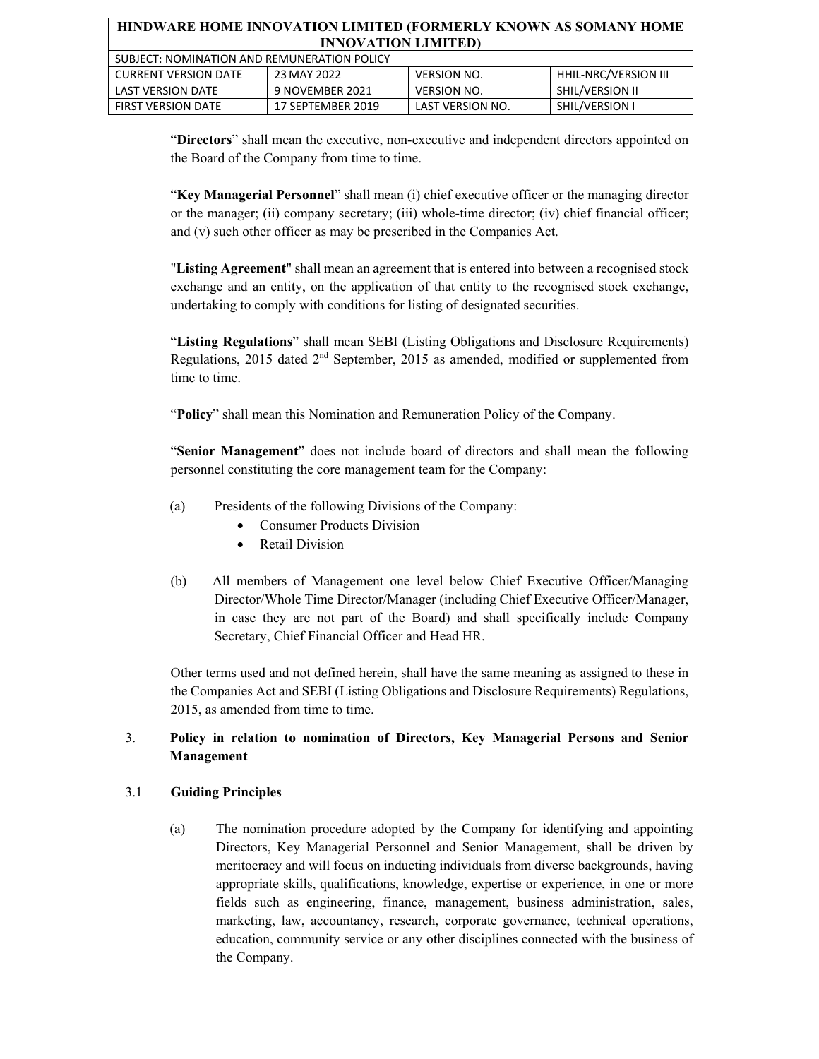"**Directors**" shall mean the executive, non-executive and independent directors appointed on the Board of the Company from time to time.

"**Key Managerial Personnel**" shall mean (i) chief executive officer or the managing director or the manager; (ii) company secretary; (iii) whole-time director; (iv) chief financial officer; and (v) such other officer as may be prescribed in the Companies Act.

"**Listing Agreement**" shall mean an agreement that is entered into between a recognised stock exchange and an entity, on the application of that entity to the recognised stock exchange, undertaking to comply with conditions for listing of designated securities.

"**Listing Regulations**" shall mean SEBI (Listing Obligations and Disclosure Requirements) Regulations, 2015 dated 2nd September, 2015 as amended, modified or supplemented from time to time.

"**Policy**" shall mean this Nomination and Remuneration Policy of the Company.

"**Senior Management**" does not include board of directors and shall mean the following personnel constituting the core management team for the Company:

(a) Presidents of the following Divisions of the Company:
- Consumer Products Division
- Retail Division

(b) All members of Management one level below Chief Executive Officer/Managing Director/Whole Time Director/Manager (including Chief Executive Officer/Manager, in case they are not part of the Board) and shall specifically include Company Secretary, Chief Financial Officer and Head HR.

Other terms used and not defined herein, shall have the same meaning as assigned to these in the Companies Act and SEBI (Listing Obligations and Disclosure Requirements) Regulations, 2015, as amended from time to time.

## 3. Policy in relation to nomination of Directors, Key Managerial Persons and Senior Management

### 3.1 Guiding Principles

(a) The nomination procedure adopted by the Company for identifying and appointing Directors, Key Managerial Personnel and Senior Management, shall be driven by meritocracy and will focus on inducting individuals from diverse backgrounds, having appropriate skills, qualifications, knowledge, expertise or experience, in one or more fields such as engineering, finance, management, business administration, sales, marketing, law, accountancy, research, corporate governance, technical operations, education, community service or any other disciplines connected with the business of the Company.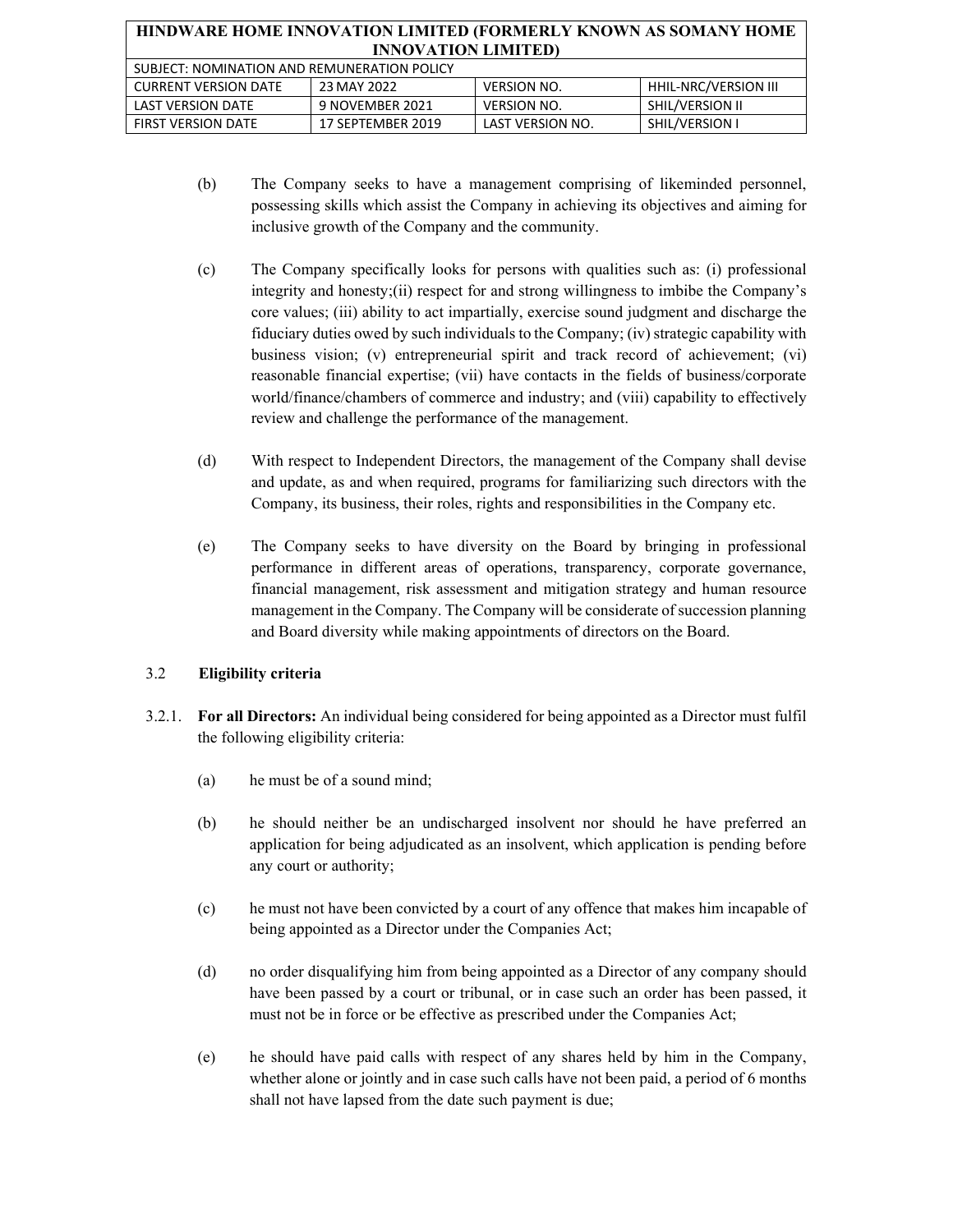(b) The Company seeks to have a management comprising of likeminded personnel, possessing skills which assist the Company in achieving its objectives and aiming for inclusive growth of the Company and the community.

(c) The Company specifically looks for persons with qualities such as: (i) professional integrity and honesty;(ii) respect for and strong willingness to imbibe the Company's core values; (iii) ability to act impartially, exercise sound judgment and discharge the fiduciary duties owed by such individuals to the Company; (iv) strategic capability with business vision; (v) entrepreneurial spirit and track record of achievement; (vi) reasonable financial expertise; (vii) have contacts in the fields of business/corporate world/finance/chambers of commerce and industry; and (viii) capability to effectively review and challenge the performance of the management.

(d) With respect to Independent Directors, the management of the Company shall devise and update, as and when required, programs for familiarizing such directors with the Company, its business, their roles, rights and responsibilities in the Company etc.

(e) The Company seeks to have diversity on the Board by bringing in professional performance in different areas of operations, transparency, corporate governance, financial management, risk assessment and mitigation strategy and human resource management in the Company. The Company will be considerate of succession planning and Board diversity while making appointments of directors on the Board.

### 3.2 Eligibility criteria

3.2.1. **For all Directors:** An individual being considered for being appointed as a Director must fulfil the following eligibility criteria:

(a) he must be of a sound mind;

(b) he should neither be an undischarged insolvent nor should he have preferred an application for being adjudicated as an insolvent, which application is pending before any court or authority;

(c) he must not have been convicted by a court of any offence that makes him incapable of being appointed as a Director under the Companies Act;

(d) no order disqualifying him from being appointed as a Director of any company should have been passed by a court or tribunal, or in case such an order has been passed, it must not be in force or be effective as prescribed under the Companies Act;

(e) he should have paid calls with respect of any shares held by him in the Company, whether alone or jointly and in case such calls have not been paid, a period of 6 months shall not have lapsed from the date such payment is due;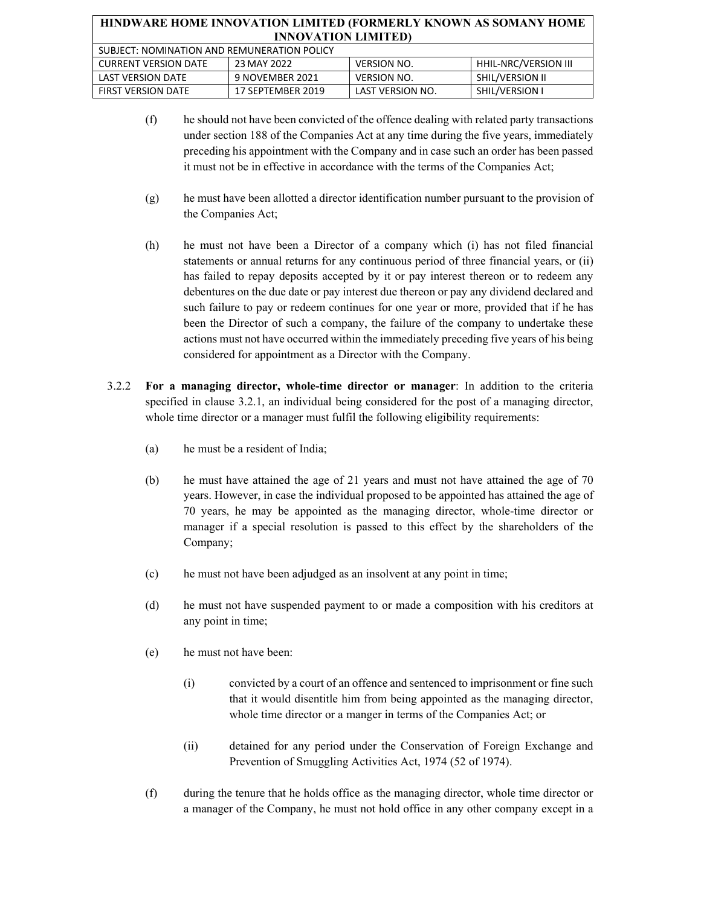(f) he should not have been convicted of the offence dealing with related party transactions under section 188 of the Companies Act at any time during the five years, immediately preceding his appointment with the Company and in case such an order has been passed it must not be in effective in accordance with the terms of the Companies Act;

(g) he must have been allotted a director identification number pursuant to the provision of the Companies Act;

(h) he must not have been a Director of a company which (i) has not filed financial statements or annual returns for any continuous period of three financial years, or (ii) has failed to repay deposits accepted by it or pay interest thereon or to redeem any debentures on the due date or pay interest due thereon or pay any dividend declared and such failure to pay or redeem continues for one year or more, provided that if he has been the Director of such a company, the failure of the company to undertake these actions must not have occurred within the immediately preceding five years of his being considered for appointment as a Director with the Company.

3.2.2 **For a managing director, whole-time director or manager**: In addition to the criteria specified in clause 3.2.1, an individual being considered for the post of a managing director, whole time director or a manager must fulfil the following eligibility requirements:

(a) he must be a resident of India;

(b) he must have attained the age of 21 years and must not have attained the age of 70 years. However, in case the individual proposed to be appointed has attained the age of 70 years, he may be appointed as the managing director, whole-time director or manager if a special resolution is passed to this effect by the shareholders of the Company;

(c) he must not have been adjudged as an insolvent at any point in time;

(d) he must not have suspended payment to or made a composition with his creditors at any point in time;

(e) he must not have been:

(i) convicted by a court of an offence and sentenced to imprisonment or fine such that it would disentitle him from being appointed as the managing director, whole time director or a manger in terms of the Companies Act; or

(ii) detained for any period under the Conservation of Foreign Exchange and Prevention of Smuggling Activities Act, 1974 (52 of 1974).

(f) during the tenure that he holds office as the managing director, whole time director or a manager of the Company, he must not hold office in any other company except in a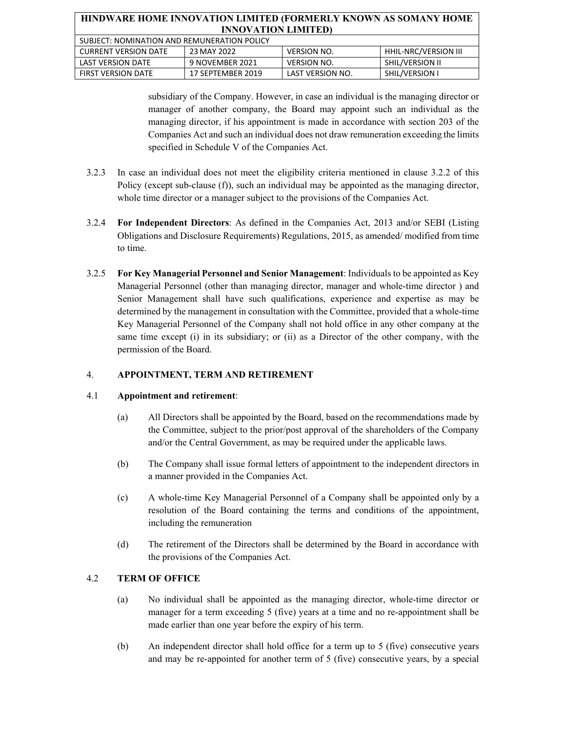subsidiary of the Company. However, in case an individual is the managing director or manager of another company, the Board may appoint such an individual as the managing director, if his appointment is made in accordance with section 203 of the Companies Act and such an individual does not draw remuneration exceeding the limits specified in Schedule V of the Companies Act.

3.2.3 In case an individual does not meet the eligibility criteria mentioned in clause 3.2.2 of this Policy (except sub-clause (f)), such an individual may be appointed as the managing director, whole time director or a manager subject to the provisions of the Companies Act.

3.2.4 **For Independent Directors**: As defined in the Companies Act, 2013 and/or SEBI (Listing Obligations and Disclosure Requirements) Regulations, 2015, as amended/ modified from time to time.

3.2.5 **For Key Managerial Personnel and Senior Management**: Individuals to be appointed as Key Managerial Personnel (other than managing director, manager and whole-time director ) and Senior Management shall have such qualifications, experience and expertise as may be determined by the management in consultation with the Committee, provided that a whole-time Key Managerial Personnel of the Company shall not hold office in any other company at the same time except (i) in its subsidiary; or (ii) as a Director of the other company, with the permission of the Board.

## 4. APPOINTMENT, TERM AND RETIREMENT

### 4.1 Appointment and retirement:

(a) All Directors shall be appointed by the Board, based on the recommendations made by the Committee, subject to the prior/post approval of the shareholders of the Company and/or the Central Government, as may be required under the applicable laws.

(b) The Company shall issue formal letters of appointment to the independent directors in a manner provided in the Companies Act.

(c) A whole-time Key Managerial Personnel of a Company shall be appointed only by a resolution of the Board containing the terms and conditions of the appointment, including the remuneration

(d) The retirement of the Directors shall be determined by the Board in accordance with the provisions of the Companies Act.

### 4.2 TERM OF OFFICE

(a) No individual shall be appointed as the managing director, whole-time director or manager for a term exceeding 5 (five) years at a time and no re-appointment shall be made earlier than one year before the expiry of his term.

(b) An independent director shall hold office for a term up to 5 (five) consecutive years and may be re-appointed for another term of 5 (five) consecutive years, by a special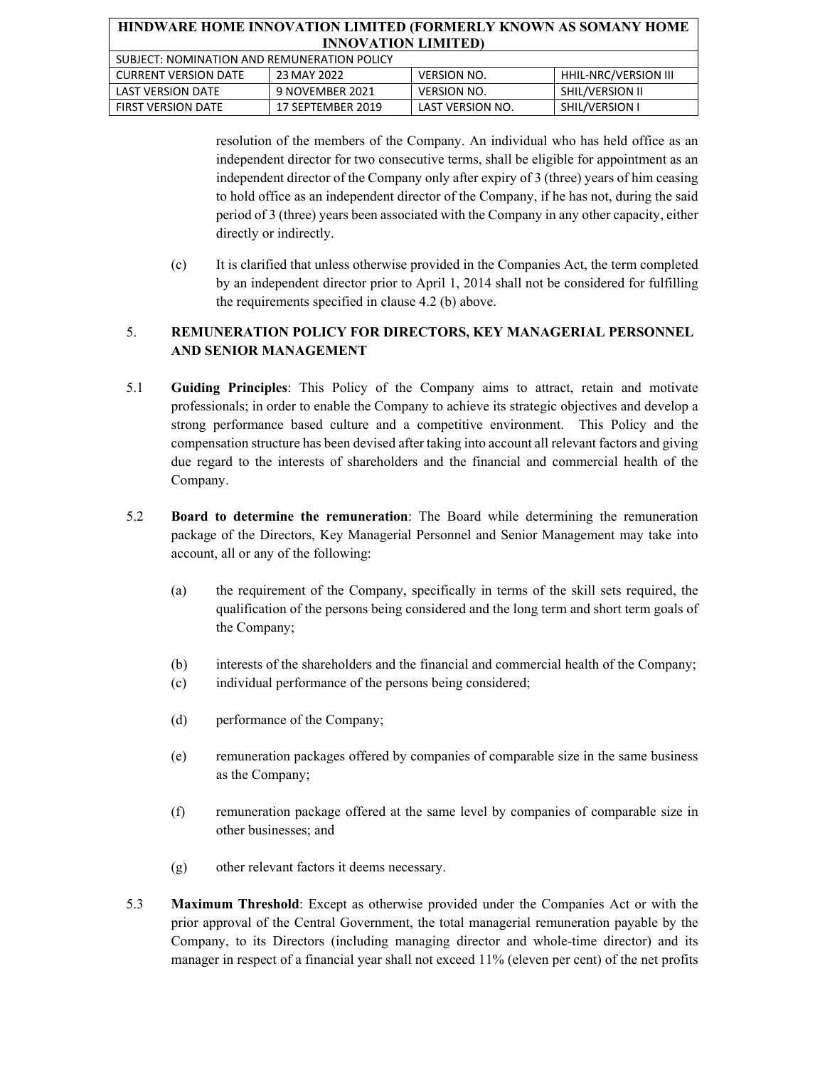resolution of the members of the Company. An individual who has held office as an independent director for two consecutive terms, shall be eligible for appointment as an independent director of the Company only after expiry of 3 (three) years of him ceasing to hold office as an independent director of the Company, if he has not, during the said period of 3 (three) years been associated with the Company in any other capacity, either directly or indirectly.

(c) It is clarified that unless otherwise provided in the Companies Act, the term completed by an independent director prior to April 1, 2014 shall not be considered for fulfilling the requirements specified in clause 4.2 (b) above.

## 5. REMUNERATION POLICY FOR DIRECTORS, KEY MANAGERIAL PERSONNEL AND SENIOR MANAGEMENT

5.1 **Guiding Principles**: This Policy of the Company aims to attract, retain and motivate professionals; in order to enable the Company to achieve its strategic objectives and develop a strong performance based culture and a competitive environment. This Policy and the compensation structure has been devised after taking into account all relevant factors and giving due regard to the interests of shareholders and the financial and commercial health of the Company.

5.2 **Board to determine the remuneration**: The Board while determining the remuneration package of the Directors, Key Managerial Personnel and Senior Management may take into account, all or any of the following:

(a) the requirement of the Company, specifically in terms of the skill sets required, the qualification of the persons being considered and the long term and short term goals of the Company;

(b) interests of the shareholders and the financial and commercial health of the Company;

(c) individual performance of the persons being considered;

(d) performance of the Company;

(e) remuneration packages offered by companies of comparable size in the same business as the Company;

(f) remuneration package offered at the same level by companies of comparable size in other businesses; and

(g) other relevant factors it deems necessary.

5.3 **Maximum Threshold**: Except as otherwise provided under the Companies Act or with the prior approval of the Central Government, the total managerial remuneration payable by the Company, to its Directors (including managing director and whole-time director) and its manager in respect of a financial year shall not exceed 11% (eleven per cent) of the net profits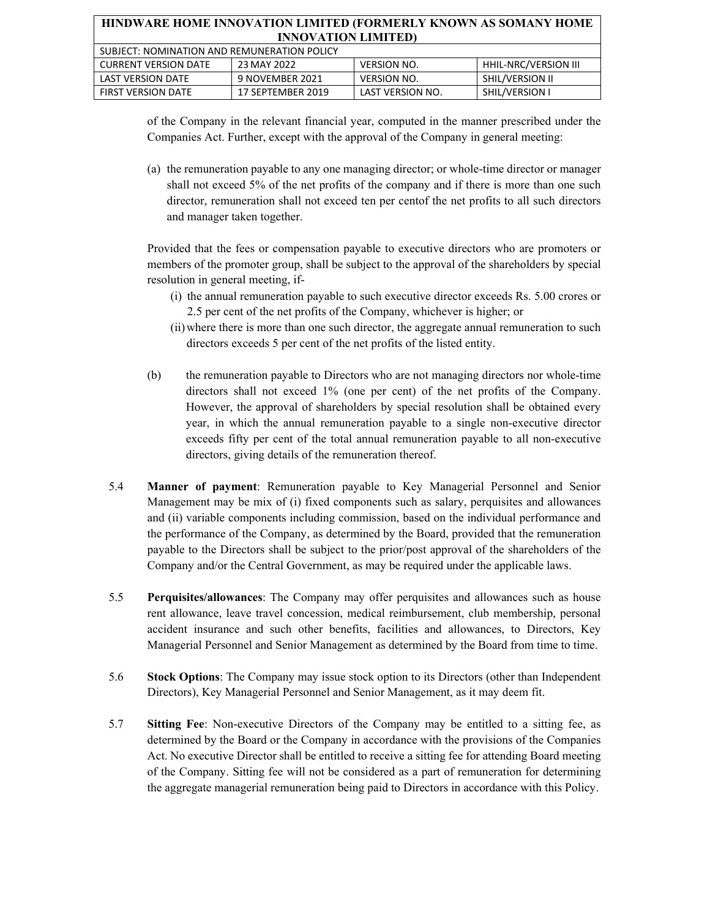of the Company in the relevant financial year, computed in the manner prescribed under the Companies Act. Further, except with the approval of the Company in general meeting:

(a) the remuneration payable to any one managing director; or whole-time director or manager shall not exceed 5% of the net profits of the company and if there is more than one such director, remuneration shall not exceed ten per centof the net profits to all such directors and manager taken together.

Provided that the fees or compensation payable to executive directors who are promoters or members of the promoter group, shall be subject to the approval of the shareholders by special resolution in general meeting, if-

(i) the annual remuneration payable to such executive director exceeds Rs. 5.00 crores or 2.5 per cent of the net profits of the Company, whichever is higher; or

(ii) where there is more than one such director, the aggregate annual remuneration to such directors exceeds 5 per cent of the net profits of the listed entity.

(b) the remuneration payable to Directors who are not managing directors nor whole-time directors shall not exceed 1% (one per cent) of the net profits of the Company. However, the approval of shareholders by special resolution shall be obtained every year, in which the annual remuneration payable to a single non-executive director exceeds fifty per cent of the total annual remuneration payable to all non-executive directors, giving details of the remuneration thereof.

5.4 **Manner of payment**: Remuneration payable to Key Managerial Personnel and Senior Management may be mix of (i) fixed components such as salary, perquisites and allowances and (ii) variable components including commission, based on the individual performance and the performance of the Company, as determined by the Board, provided that the remuneration payable to the Directors shall be subject to the prior/post approval of the shareholders of the Company and/or the Central Government, as may be required under the applicable laws.

5.5 **Perquisites/allowances**: The Company may offer perquisites and allowances such as house rent allowance, leave travel concession, medical reimbursement, club membership, personal accident insurance and such other benefits, facilities and allowances, to Directors, Key Managerial Personnel and Senior Management as determined by the Board from time to time.

5.6 **Stock Options**: The Company may issue stock option to its Directors (other than Independent Directors), Key Managerial Personnel and Senior Management, as it may deem fit.

5.7 **Sitting Fee**: Non-executive Directors of the Company may be entitled to a sitting fee, as determined by the Board or the Company in accordance with the provisions of the Companies Act. No executive Director shall be entitled to receive a sitting fee for attending Board meeting of the Company. Sitting fee will not be considered as a part of remuneration for determining the aggregate managerial remuneration being paid to Directors in accordance with this Policy.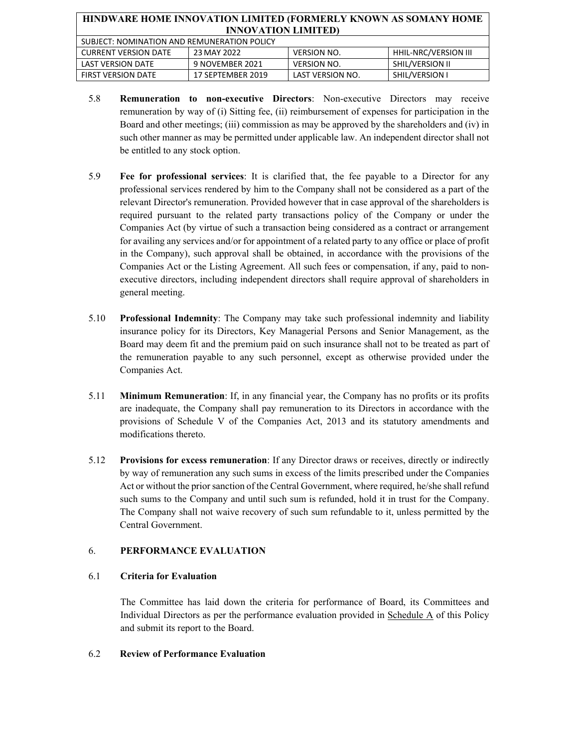5.8 **Remuneration to non-executive Directors**: Non-executive Directors may receive remuneration by way of (i) Sitting fee, (ii) reimbursement of expenses for participation in the Board and other meetings; (iii) commission as may be approved by the shareholders and (iv) in such other manner as may be permitted under applicable law. An independent director shall not be entitled to any stock option.

5.9 **Fee for professional services**: It is clarified that, the fee payable to a Director for any professional services rendered by him to the Company shall not be considered as a part of the relevant Director's remuneration. Provided however that in case approval of the shareholders is required pursuant to the related party transactions policy of the Company or under the Companies Act (by virtue of such a transaction being considered as a contract or arrangement for availing any services and/or for appointment of a related party to any office or place of profit in the Company), such approval shall be obtained, in accordance with the provisions of the Companies Act or the Listing Agreement. All such fees or compensation, if any, paid to non-executive directors, including independent directors shall require approval of shareholders in general meeting.

5.10 **Professional Indemnity**: The Company may take such professional indemnity and liability insurance policy for its Directors, Key Managerial Persons and Senior Management, as the Board may deem fit and the premium paid on such insurance shall not to be treated as part of the remuneration payable to any such personnel, except as otherwise provided under the Companies Act.

5.11 **Minimum Remuneration**: If, in any financial year, the Company has no profits or its profits are inadequate, the Company shall pay remuneration to its Directors in accordance with the provisions of Schedule V of the Companies Act, 2013 and its statutory amendments and modifications thereto.

5.12 **Provisions for excess remuneration**: If any Director draws or receives, directly or indirectly by way of remuneration any such sums in excess of the limits prescribed under the Companies Act or without the prior sanction of the Central Government, where required, he/she shall refund such sums to the Company and until such sum is refunded, hold it in trust for the Company. The Company shall not waive recovery of such sum refundable to it, unless permitted by the Central Government.

## 6. PERFORMANCE EVALUATION

### 6.1 Criteria for Evaluation

The Committee has laid down the criteria for performance of Board, its Committees and Individual Directors as per the performance evaluation provided in Schedule A of this Policy and submit its report to the Board.

### 6.2 Review of Performance Evaluation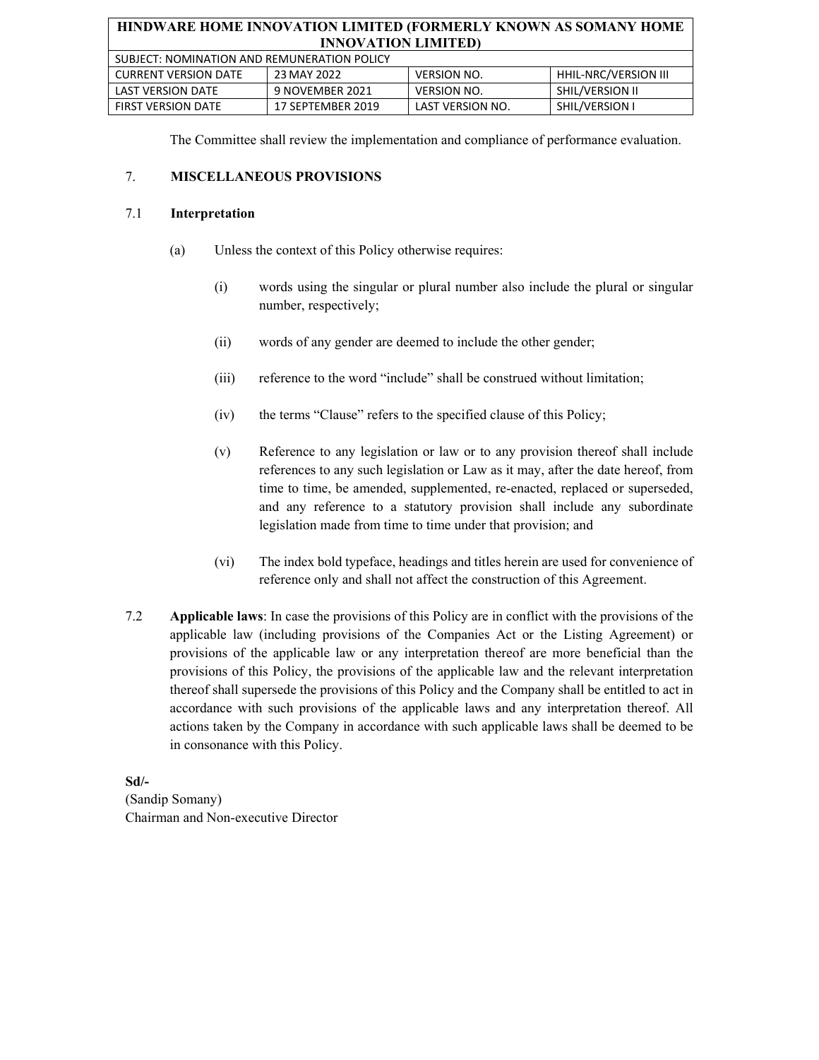The Committee shall review the implementation and compliance of performance evaluation.

## 7. MISCELLANEOUS PROVISIONS

### 7.1 Interpretation

(a) Unless the context of this Policy otherwise requires:

(i) words using the singular or plural number also include the plural or singular number, respectively;

(ii) words of any gender are deemed to include the other gender;

(iii) reference to the word "include" shall be construed without limitation;

(iv) the terms "Clause" refers to the specified clause of this Policy;

(v) Reference to any legislation or law or to any provision thereof shall include references to any such legislation or Law as it may, after the date hereof, from time to time, be amended, supplemented, re-enacted, replaced or superseded, and any reference to a statutory provision shall include any subordinate legislation made from time to time under that provision; and

(vi) The index bold typeface, headings and titles herein are used for convenience of reference only and shall not affect the construction of this Agreement.

7.2 **Applicable laws**: In case the provisions of this Policy are in conflict with the provisions of the applicable law (including provisions of the Companies Act or the Listing Agreement) or provisions of the applicable law or any interpretation thereof are more beneficial than the provisions of this Policy, the provisions of the applicable law and the relevant interpretation thereof shall supersede the provisions of this Policy and the Company shall be entitled to act in accordance with such provisions of the applicable laws and any interpretation thereof. All actions taken by the Company in accordance with such applicable laws shall be deemed to be in consonance with this Policy.

**Sd/-**
(Sandip Somany)
Chairman and Non-executive Director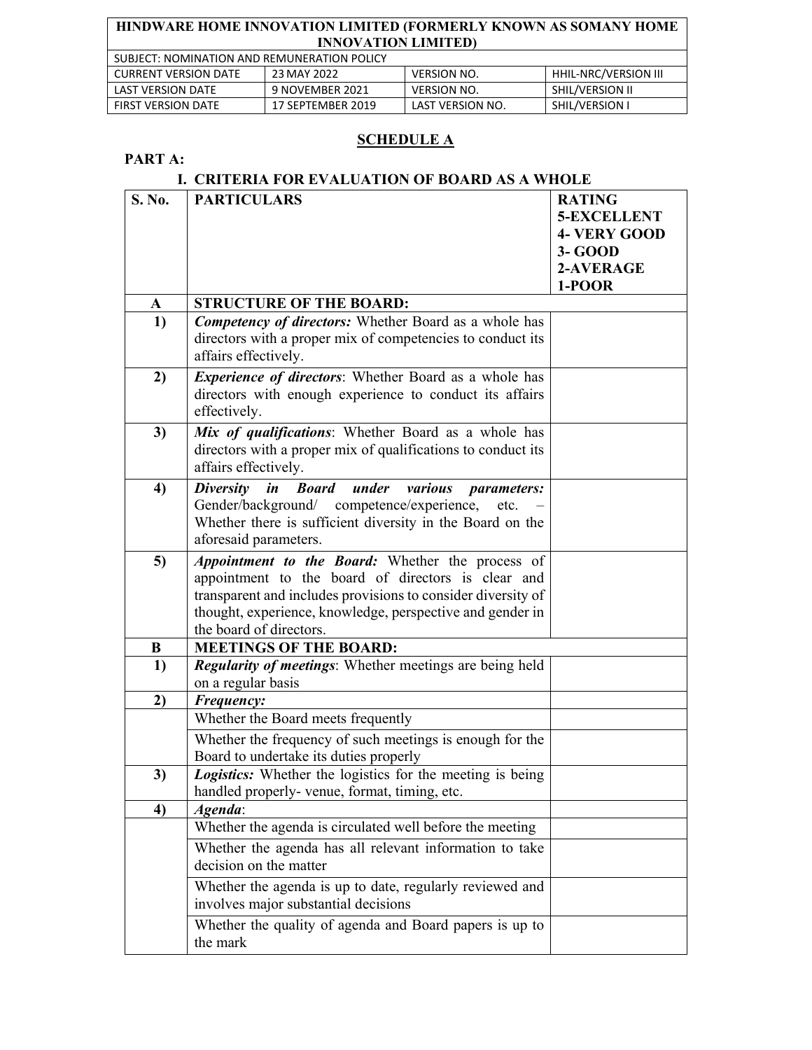## SCHEDULE A

**PART A:**

### I. CRITERIA FOR EVALUATION OF BOARD AS A WHOLE

| S. No. | PARTICULARS | RATING 5-EXCELLENT 4- VERY GOOD 3- GOOD 2-AVERAGE 1-POOR |
|---|---|---|
| **A** | **STRUCTURE OF THE BOARD:** | |
| **1)** | ***Competency of directors:*** Whether Board as a whole has directors with a proper mix of competencies to conduct its affairs effectively. | |
| **2)** | ***Experience of directors***: Whether Board as a whole has directors with enough experience to conduct its affairs effectively. | |
| **3)** | ***Mix of qualifications***: Whether Board as a whole has directors with a proper mix of qualifications to conduct its affairs effectively. | |
| **4)** | ***Diversity in Board under various parameters:*** Gender/background/ competence/experience, etc. – Whether there is sufficient diversity in the Board on the aforesaid parameters. | |
| **5)** | ***Appointment to the Board:*** Whether the process of appointment to the board of directors is clear and transparent and includes provisions to consider diversity of thought, experience, knowledge, perspective and gender in the board of directors. | |
| **B** | **MEETINGS OF THE BOARD:** | |
| **1)** | ***Regularity of meetings***: Whether meetings are being held on a regular basis | |
| **2)** | ***Frequency:*** | |
| | Whether the Board meets frequently | |
| | Whether the frequency of such meetings is enough for the Board to undertake its duties properly | |
| **3)** | ***Logistics:*** Whether the logistics for the meeting is being handled properly- venue, format, timing, etc. | |
| **4)** | ***Agenda***: | |
| | Whether the agenda is circulated well before the meeting | |
| | Whether the agenda has all relevant information to take decision on the matter | |
| | Whether the agenda is up to date, regularly reviewed and involves major substantial decisions | |
| | Whether the quality of agenda and Board papers is up to the mark | |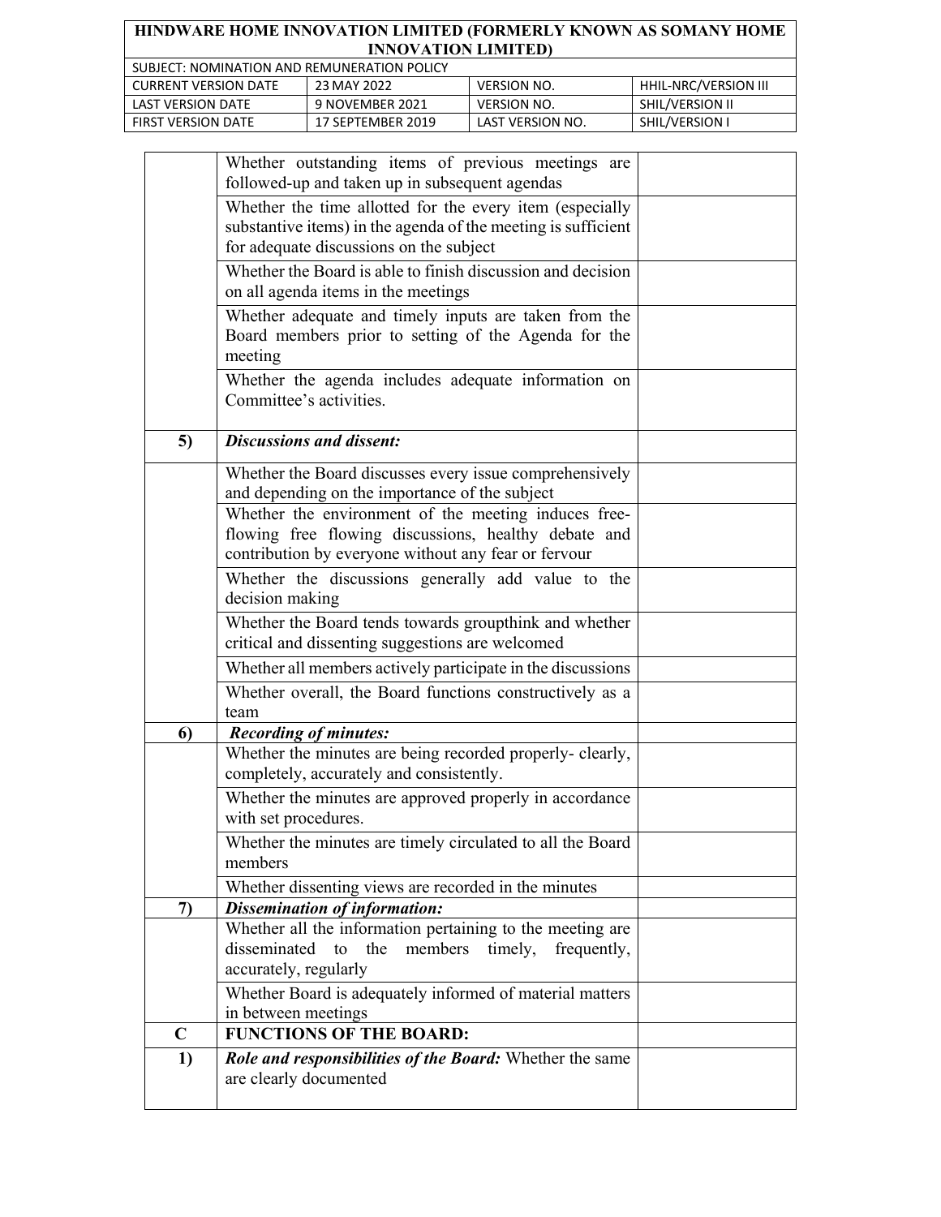| | | |
|---|---|---|
| | Whether outstanding items of previous meetings are followed-up and taken up in subsequent agendas | |
| | Whether the time allotted for the every item (especially substantive items) in the agenda of the meeting is sufficient for adequate discussions on the subject | |
| | Whether the Board is able to finish discussion and decision on all agenda items in the meetings | |
| | Whether adequate and timely inputs are taken from the Board members prior to setting of the Agenda for the meeting | |
| | Whether the agenda includes adequate information on Committee's activities. | |
| **5)** | ***Discussions and dissent:*** | |
| | Whether the Board discusses every issue comprehensively and depending on the importance of the subject | |
| | Whether the environment of the meeting induces free-flowing free flowing discussions, healthy debate and contribution by everyone without any fear or fervour | |
| | Whether the discussions generally add value to the decision making | |
| | Whether the Board tends towards groupthink and whether critical and dissenting suggestions are welcomed | |
| | Whether all members actively participate in the discussions | |
| | Whether overall, the Board functions constructively as a team | |
| **6)** | ***Recording of minutes:*** | |
| | Whether the minutes are being recorded properly- clearly, completely, accurately and consistently. | |
| | Whether the minutes are approved properly in accordance with set procedures. | |
| | Whether the minutes are timely circulated to all the Board members | |
| | Whether dissenting views are recorded in the minutes | |
| **7)** | ***Dissemination of information:*** | |
| | Whether all the information pertaining to the meeting are disseminated to the members timely, frequently, accurately, regularly | |
| | Whether Board is adequately informed of material matters in between meetings | |
| **C** | **FUNCTIONS OF THE BOARD:** | |
| **1)** | ***Role and responsibilities of the Board:*** Whether the same are clearly documented | |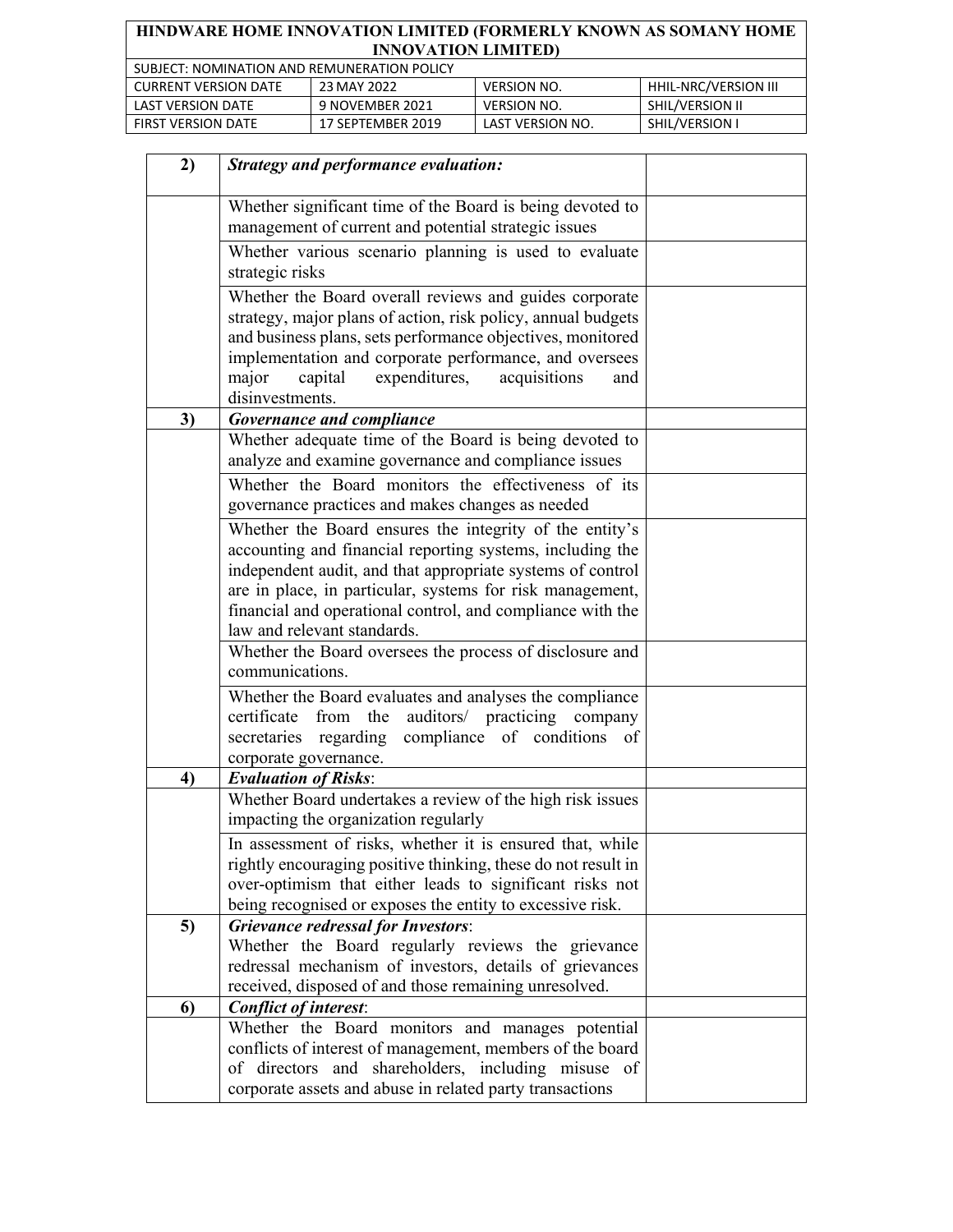| 2) | ***Strategy and performance evaluation:*** | |
|---|---|---|
| | Whether significant time of the Board is being devoted to management of current and potential strategic issues | |
| | Whether various scenario planning is used to evaluate strategic risks | |
| | Whether the Board overall reviews and guides corporate strategy, major plans of action, risk policy, annual budgets and business plans, sets performance objectives, monitored implementation and corporate performance, and oversees major capital expenditures, acquisitions and disinvestments. | |
| **3)** | ***Governance and compliance*** | |
| | Whether adequate time of the Board is being devoted to analyze and examine governance and compliance issues | |
| | Whether the Board monitors the effectiveness of its governance practices and makes changes as needed | |
| | Whether the Board ensures the integrity of the entity's accounting and financial reporting systems, including the independent audit, and that appropriate systems of control are in place, in particular, systems for risk management, financial and operational control, and compliance with the law and relevant standards. | |
| | Whether the Board oversees the process of disclosure and communications. | |
| | Whether the Board evaluates and analyses the compliance certificate from the auditors/ practicing company secretaries regarding compliance of conditions of corporate governance. | |
| **4)** | ***Evaluation of Risks***: | |
| | Whether Board undertakes a review of the high risk issues impacting the organization regularly | |
| | In assessment of risks, whether it is ensured that, while rightly encouraging positive thinking, these do not result in over-optimism that either leads to significant risks not being recognised or exposes the entity to excessive risk. | |
| **5)** | ***Grievance redressal for Investors***:<br>Whether the Board regularly reviews the grievance redressal mechanism of investors, details of grievances received, disposed of and those remaining unresolved. | |
| **6)** | ***Conflict of interest***: | |
| | Whether the Board monitors and manages potential conflicts of interest of management, members of the board of directors and shareholders, including misuse of corporate assets and abuse in related party transactions | |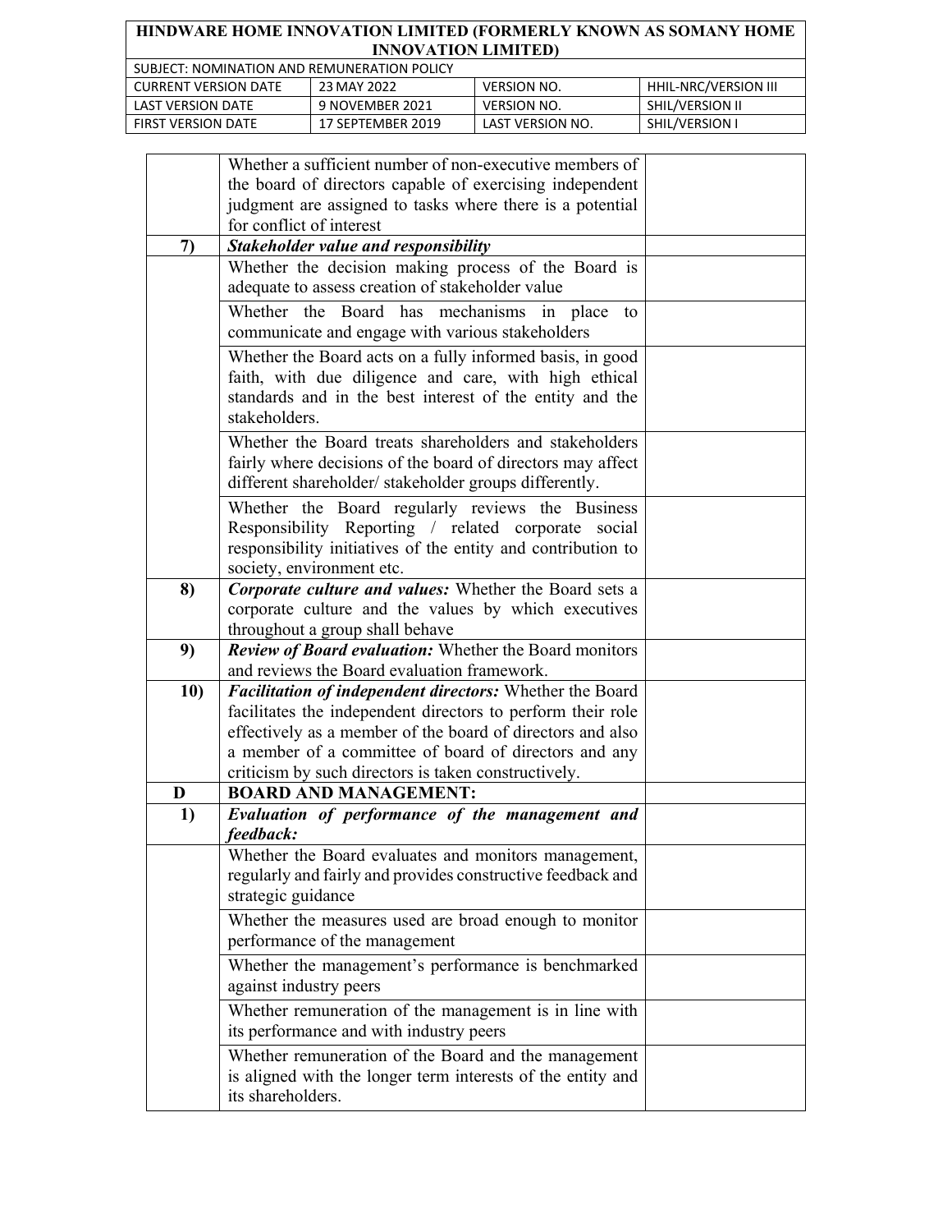| | | |
|---|---|---|
| | Whether a sufficient number of non-executive members of the board of directors capable of exercising independent judgment are assigned to tasks where there is a potential for conflict of interest | |
| **7)** | ***Stakeholder value and responsibility*** | |
| | Whether the decision making process of the Board is adequate to assess creation of stakeholder value | |
| | Whether the Board has mechanisms in place to communicate and engage with various stakeholders | |
| | Whether the Board acts on a fully informed basis, in good faith, with due diligence and care, with high ethical standards and in the best interest of the entity and the stakeholders. | |
| | Whether the Board treats shareholders and stakeholders fairly where decisions of the board of directors may affect different shareholder/ stakeholder groups differently. | |
| | Whether the Board regularly reviews the Business Responsibility Reporting / related corporate social responsibility initiatives of the entity and contribution to society, environment etc. | |
| **8)** | ***Corporate culture and values:*** Whether the Board sets a corporate culture and the values by which executives throughout a group shall behave | |
| **9)** | ***Review of Board evaluation:*** Whether the Board monitors and reviews the Board evaluation framework. | |
| **10)** | ***Facilitation of independent directors:*** Whether the Board facilitates the independent directors to perform their role effectively as a member of the board of directors and also a member of a committee of board of directors and any criticism by such directors is taken constructively. | |
| **D** | **BOARD AND MANAGEMENT:** | |
| **1)** | ***Evaluation of performance of the management and feedback:*** | |
| | Whether the Board evaluates and monitors management, regularly and fairly and provides constructive feedback and strategic guidance | |
| | Whether the measures used are broad enough to monitor performance of the management | |
| | Whether the management's performance is benchmarked against industry peers | |
| | Whether remuneration of the management is in line with its performance and with industry peers | |
| | Whether remuneration of the Board and the management is aligned with the longer term interests of the entity and its shareholders. | |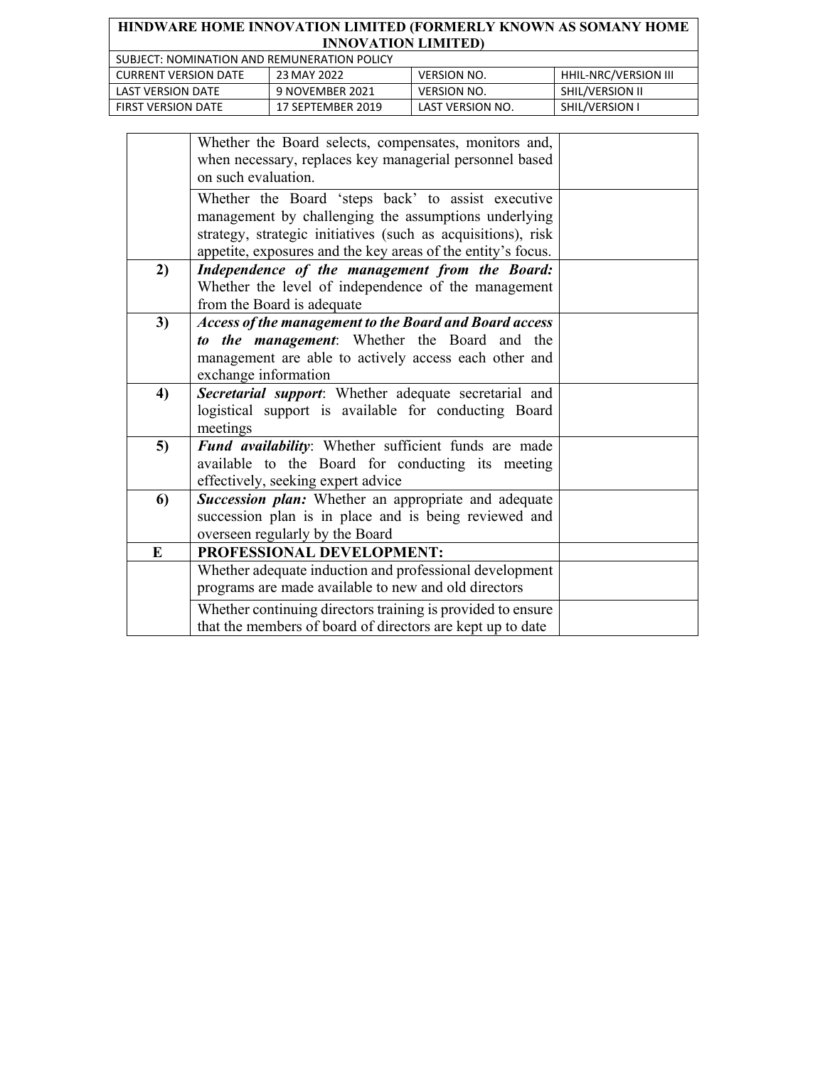| | | |
|---|---|---|
| | Whether the Board selects, compensates, monitors and, when necessary, replaces key managerial personnel based on such evaluation. | |
| | Whether the Board 'steps back' to assist executive management by challenging the assumptions underlying strategy, strategic initiatives (such as acquisitions), risk appetite, exposures and the key areas of the entity's focus. | |
| **2)** | ***Independence of the management from the Board:*** Whether the level of independence of the management from the Board is adequate | |
| **3)** | ***Access of the management to the Board and Board access to the management***: Whether the Board and the management are able to actively access each other and exchange information | |
| **4)** | ***Secretarial support***: Whether adequate secretarial and logistical support is available for conducting Board meetings | |
| **5)** | ***Fund availability***: Whether sufficient funds are made available to the Board for conducting its meeting effectively, seeking expert advice | |
| **6)** | ***Succession plan:*** Whether an appropriate and adequate succession plan is in place and is being reviewed and overseen regularly by the Board | |
| **E** | **PROFESSIONAL DEVELOPMENT:** | |
| | Whether adequate induction and professional development programs are made available to new and old directors | |
| | Whether continuing directors training is provided to ensure that the members of board of directors are kept up to date | |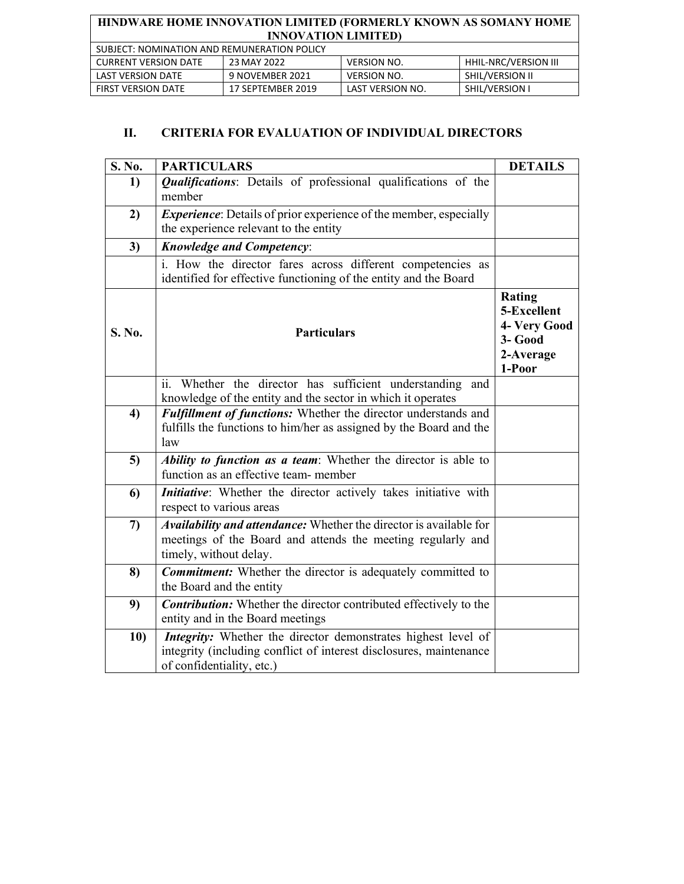## II. CRITERIA FOR EVALUATION OF INDIVIDUAL DIRECTORS

| S. No. | PARTICULARS | DETAILS |
|---|---|---|
| 1) | ***Qualifications***: Details of professional qualifications of the member | |
| 2) | ***Experience***: Details of prior experience of the member, especially the experience relevant to the entity | |
| 3) | ***Knowledge and Competency***: | |
| | i. How the director fares across different competencies as identified for effective functioning of the entity and the Board | |
| **S. No.** | **Particulars** | **Rating 5-Excellent 4- Very Good 3- Good 2-Average 1-Poor** |
| | ii. Whether the director has sufficient understanding and knowledge of the entity and the sector in which it operates | |
| 4) | ***Fulfillment of functions:*** Whether the director understands and fulfills the functions to him/her as assigned by the Board and the law | |
| 5) | ***Ability to function as a team***: Whether the director is able to function as an effective team- member | |
| 6) | ***Initiative***: Whether the director actively takes initiative with respect to various areas | |
| 7) | ***Availability and attendance:*** Whether the director is available for meetings of the Board and attends the meeting regularly and timely, without delay. | |
| 8) | ***Commitment:*** Whether the director is adequately committed to the Board and the entity | |
| 9) | ***Contribution:*** Whether the director contributed effectively to the entity and in the Board meetings | |
| 10) | ***Integrity:*** Whether the director demonstrates highest level of integrity (including conflict of interest disclosures, maintenance of confidentiality, etc.) | |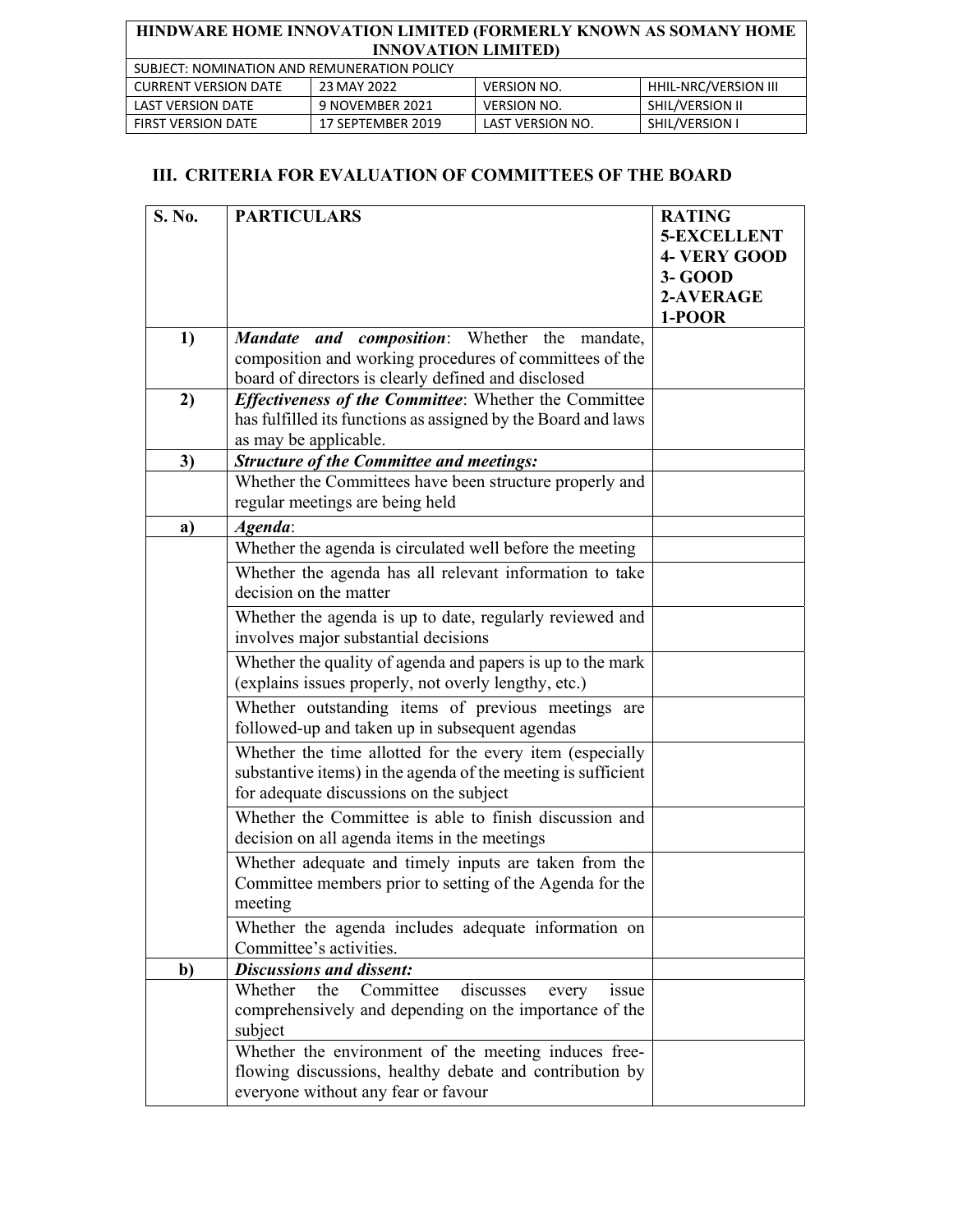| HINDWARE HOME INNOVATION LIMITED (FORMERLY KNOWN AS SOMANY HOME INNOVATION LIMITED) | | | |
|---|---|---|---|
| SUBJECT: NOMINATION AND REMUNERATION POLICY | | | |
| CURRENT VERSION DATE | 23 MAY 2022 | VERSION NO. | HHIL-NRC/VERSION III |
| LAST VERSION DATE | 9 NOVEMBER 2021 | VERSION NO. | SHIL/VERSION II |
| FIRST VERSION DATE | 17 SEPTEMBER 2019 | LAST VERSION NO. | SHIL/VERSION I |

## III. CRITERIA FOR EVALUATION OF COMMITTEES OF THE BOARD

| S. No. | PARTICULARS | RATING<br>5-EXCELLENT<br>4- VERY GOOD<br>3- GOOD<br>2-AVERAGE<br>1-POOR |
|---|---|---|
| 1) | ***Mandate and composition***: Whether the mandate, composition and working procedures of committees of the board of directors is clearly defined and disclosed | |
| 2) | ***Effectiveness of the Committee***: Whether the Committee has fulfilled its functions as assigned by the Board and laws as may be applicable. | |
| 3) | ***Structure of the Committee and meetings:*** | |
| | Whether the Committees have been structure properly and regular meetings are being held | |
| a) | ***Agenda***: | |
| | Whether the agenda is circulated well before the meeting | |
| | Whether the agenda has all relevant information to take decision on the matter | |
| | Whether the agenda is up to date, regularly reviewed and involves major substantial decisions | |
| | Whether the quality of agenda and papers is up to the mark (explains issues properly, not overly lengthy, etc.) | |
| | Whether outstanding items of previous meetings are followed-up and taken up in subsequent agendas | |
| | Whether the time allotted for the every item (especially substantive items) in the agenda of the meeting is sufficient for adequate discussions on the subject | |
| | Whether the Committee is able to finish discussion and decision on all agenda items in the meetings | |
| | Whether adequate and timely inputs are taken from the Committee members prior to setting of the Agenda for the meeting | |
| | Whether the agenda includes adequate information on Committee's activities. | |
| b) | ***Discussions and dissent:*** | |
| | Whether the Committee discusses every issue comprehensively and depending on the importance of the subject | |
| | Whether the environment of the meeting induces free-flowing discussions, healthy debate and contribution by everyone without any fear or favour | |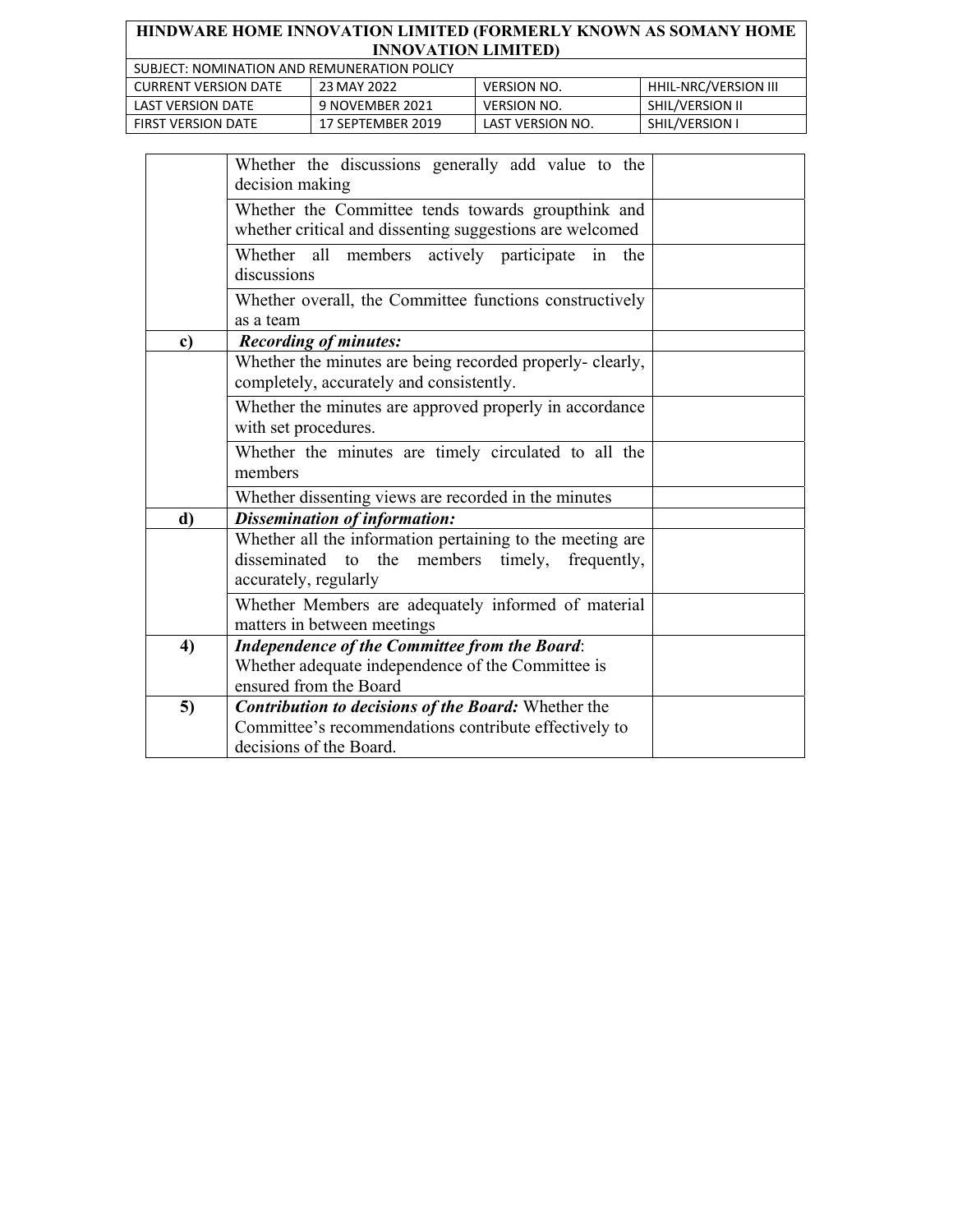| | | |
|---|---|---|
| | Whether the discussions generally add value to the decision making | |
| | Whether the Committee tends towards groupthink and whether critical and dissenting suggestions are welcomed | |
| | Whether all members actively participate in the discussions | |
| | Whether overall, the Committee functions constructively as a team | |
| **c)** | ***Recording of minutes:*** | |
| | Whether the minutes are being recorded properly- clearly, completely, accurately and consistently. | |
| | Whether the minutes are approved properly in accordance with set procedures. | |
| | Whether the minutes are timely circulated to all the members | |
| | Whether dissenting views are recorded in the minutes | |
| **d)** | ***Dissemination of information:*** | |
| | Whether all the information pertaining to the meeting are disseminated to the members timely, frequently, accurately, regularly | |
| | Whether Members are adequately informed of material matters in between meetings | |
| **4)** | ***Independence of the Committee from the Board***: Whether adequate independence of the Committee is ensured from the Board | |
| **5)** | ***Contribution to decisions of the Board:*** Whether the Committee's recommendations contribute effectively to decisions of the Board. | |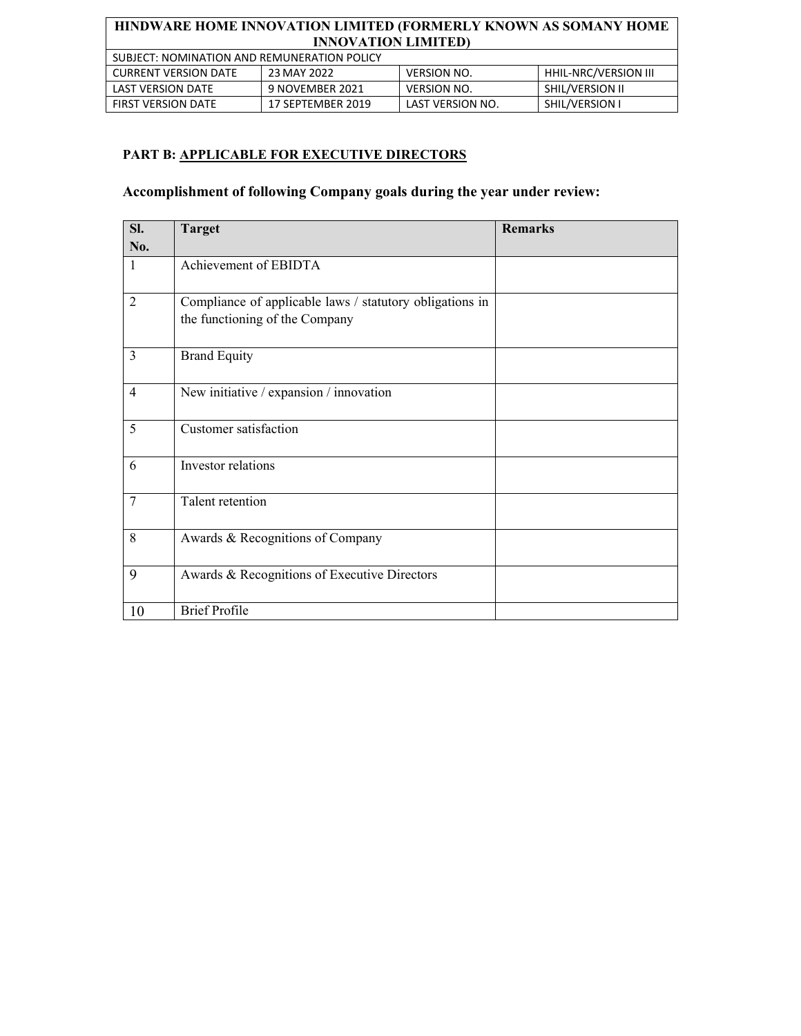## PART B: APPLICABLE FOR EXECUTIVE DIRECTORS

### Accomplishment of following Company goals during the year under review:

| Sl. No. | Target | Remarks |
|---|---|---|
| 1 | Achievement of EBIDTA | |
| 2 | Compliance of applicable laws / statutory obligations in the functioning of the Company | |
| 3 | Brand Equity | |
| 4 | New initiative / expansion / innovation | |
| 5 | Customer satisfaction | |
| 6 | Investor relations | |
| 7 | Talent retention | |
| 8 | Awards & Recognitions of Company | |
| 9 | Awards & Recognitions of Executive Directors | |
| 10 | Brief Profile | |